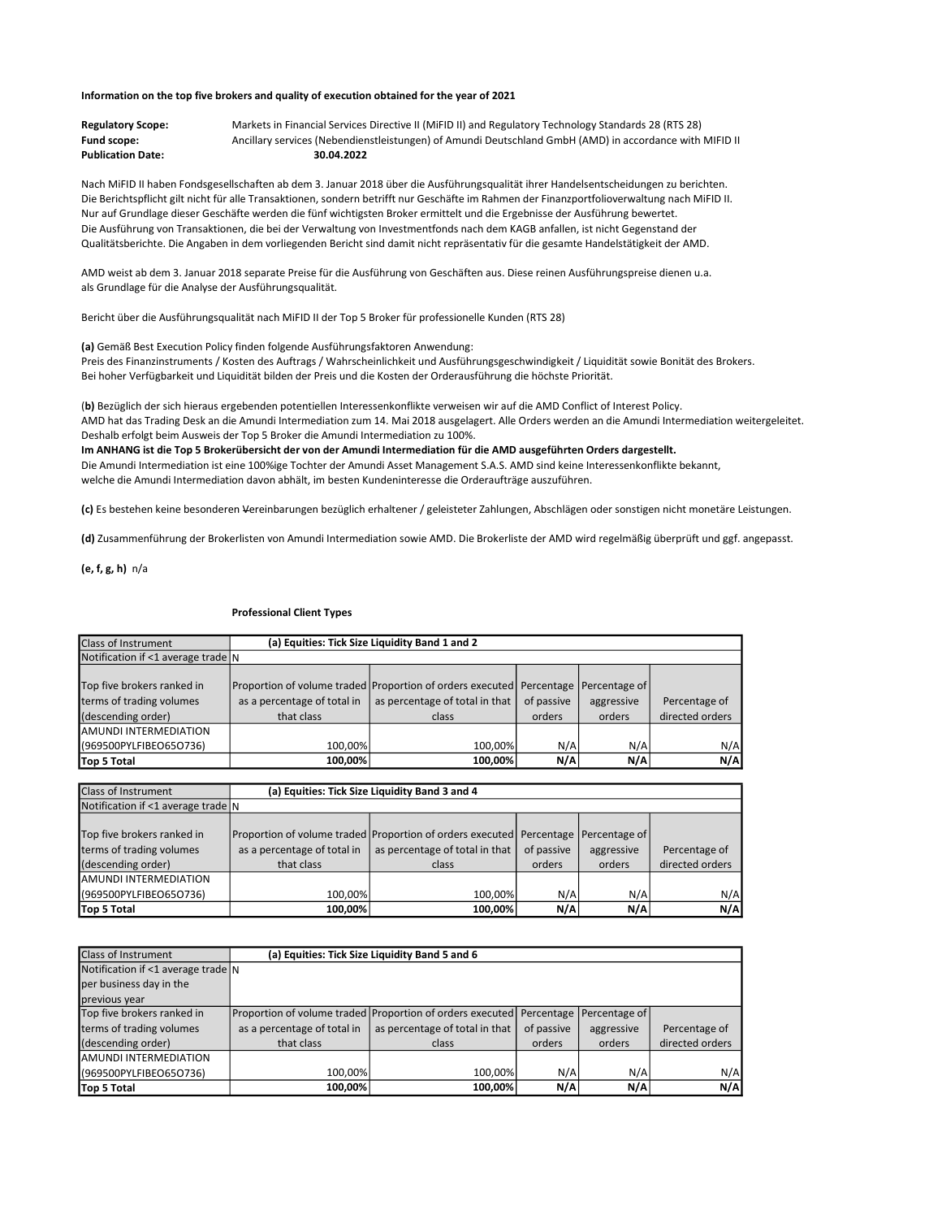**Information on the top five brokers and quality of execution obtained for the year of 2021**

| | |
|---|---|
| **Regulatory Scope:** | Markets in Financial Services Directive II (MiFID II) and Regulatory Technology Standards 28 (RTS 28) |
| **Fund scope:** | Ancillary services (Nebendienstleistungen) of Amundi Deutschland GmbH (AMD) in accordance with MIFID II |
| **Publication Date:** | **30.04.2022** |

Nach MiFID II haben Fondsgesellschaften ab dem 3. Januar 2018 über die Ausführungsqualität ihrer Handelsentscheidungen zu berichten. Die Berichtspflicht gilt nicht für alle Transaktionen, sondern betrifft nur Geschäfte im Rahmen der Finanzportfolioverwaltung nach MiFID II. Nur auf Grundlage dieser Geschäfte werden die fünf wichtigsten Broker ermittelt und die Ergebnisse der Ausführung bewertet. Die Ausführung von Transaktionen, die bei der Verwaltung von Investmentfonds nach dem KAGB anfallen, ist nicht Gegenstand der Qualitätsberichte. Die Angaben in dem vorliegenden Bericht sind damit nicht repräsentativ für die gesamte Handelstätigkeit der AMD.

AMD weist ab dem 3. Januar 2018 separate Preise für die Ausführung von Geschäften aus. Diese reinen Ausführungspreise dienen u.a. als Grundlage für die Analyse der Ausführungsqualität.

Bericht über die Ausführungsqualität nach MiFID II der Top 5 Broker für professionelle Kunden (RTS 28)

**(a)** Gemäß Best Execution Policy finden folgende Ausführungsfaktoren Anwendung:
Preis des Finanzinstruments / Kosten des Auftrags / Wahrscheinlichkeit und Ausführungsgeschwindigkeit / Liquidität sowie Bonität des Brokers.
Bei hoher Verfügbarkeit und Liquidität bilden der Preis und die Kosten der Orderausführung die höchste Priorität.

(**b)** Bezüglich der sich hieraus ergebenden potentiellen Interessenkonflikte verweisen wir auf die AMD Conflict of Interest Policy.
AMD hat das Trading Desk an die Amundi Intermediation zum 14. Mai 2018 ausgelagert. Alle Orders werden an die Amundi Intermediation weitergeleitet. Deshalb erfolgt beim Ausweis der Top 5 Broker die Amundi Intermediation zu 100%.
**Im ANHANG ist die Top 5 Brokerübersicht der von der Amundi Intermediation für die AMD ausgeführten Orders dargestellt.**
Die Amundi Intermediation ist eine 100%ige Tochter der Amundi Asset Management S.A.S. AMD sind keine Interessenkonflikte bekannt, welche die Amundi Intermediation davon abhält, im besten Kundeninteresse die Orderaufträge auszuführen.

**(c)** Es bestehen keine besonderen Vereinbarungen bezüglich erhaltener / geleisteter Zahlungen, Abschlägen oder sonstigen nicht monetäre Leistungen.

**(d)** Zusammenführung der Brokerlisten von Amundi Intermediation sowie AMD. Die Brokerliste der AMD wird regelmäßig überprüft und ggf. angepasst.

**(e, f, g, h)** n/a

**Professional Client Types**

| Class of Instrument | **(a) Equities: Tick Size Liquidity Band 1 and 2** | | | | |
|---|---|---|---|---|---|
| Notification if <1 average trade | N | | | | |
| Top five brokers ranked in terms of trading volumes (descending order) | Proportion of volume traded as a percentage of total in that class | Proportion of orders executed as percentage of total in that class | Percentage of passive orders | Percentage of aggressive orders | Percentage of directed orders |
| AMUNDI INTERMEDIATION (969500PYLFIBEO65O736) | 100,00% | 100,00% | N/A | N/A | N/A |
| **Top 5 Total** | **100,00%** | **100,00%** | **N/A** | **N/A** | **N/A** |

| Class of Instrument | **(a) Equities: Tick Size Liquidity Band 3 and 4** | | | | |
|---|---|---|---|---|---|
| Notification if <1 average trade | N | | | | |
| Top five brokers ranked in terms of trading volumes (descending order) | Proportion of volume traded as a percentage of total in that class | Proportion of orders executed as percentage of total in that class | Percentage of passive orders | Percentage of aggressive orders | Percentage of directed orders |
| AMUNDI INTERMEDIATION (969500PYLFIBEO65O736) | 100,00% | 100,00% | N/A | N/A | N/A |
| **Top 5 Total** | **100,00%** | **100,00%** | **N/A** | **N/A** | **N/A** |

| Class of Instrument | **(a) Equities: Tick Size Liquidity Band 5 and 6** | | | | |
|---|---|---|---|---|---|
| Notification if <1 average trade per business day in the previous year | N | | | | |
| Top five brokers ranked in terms of trading volumes (descending order) | Proportion of volume traded as a percentage of total in that class | Proportion of orders executed as percentage of total in that class | Percentage of passive orders | Percentage of aggressive orders | Percentage of directed orders |
| AMUNDI INTERMEDIATION (969500PYLFIBEO65O736) | 100,00% | 100,00% | N/A | N/A | N/A |
| **Top 5 Total** | **100,00%** | **100,00%** | **N/A** | **N/A** | **N/A** |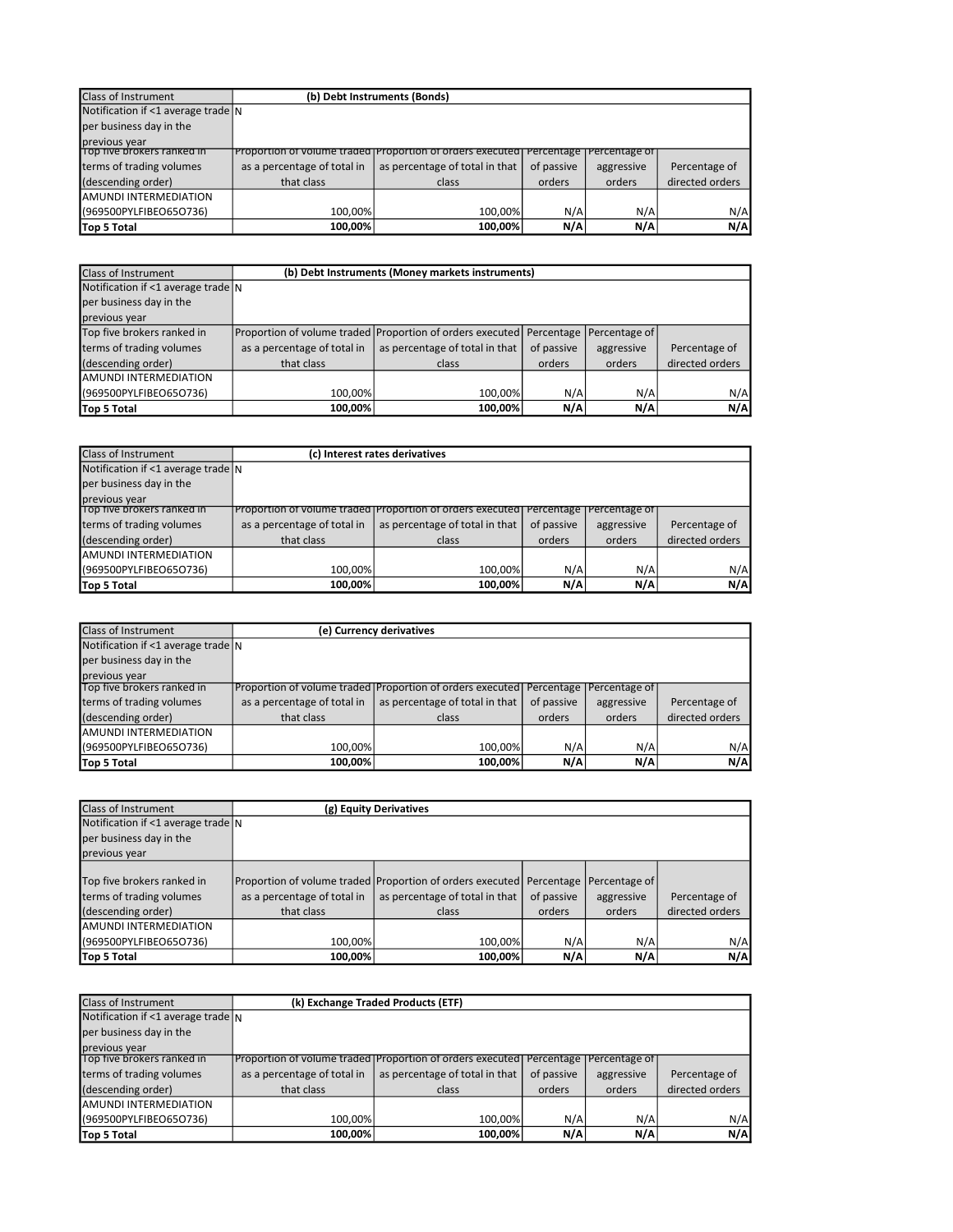| Class of Instrument | (b) Debt Instruments (Bonds) | | | | |
|---|---|---|---|---|---|
| Notification if <1 average trade per business day in the previous year | N | | | | |
| Top five brokers ranked in terms of trading volumes (descending order) | Proportion of volume traded as a percentage of total in that class | Proportion of orders executed as percentage of total in that class | Percentage of passive orders | Percentage of aggressive orders | Percentage of directed orders |
| AMUNDI INTERMEDIATION (969500PYLFIBEO65O736) | 100,00% | 100,00% | N/A | N/A | N/A |
| **Top 5 Total** | **100,00%** | **100,00%** | **N/A** | **N/A** | **N/A** |

| Class of Instrument | (b) Debt Instruments (Money markets instruments) | | | | |
|---|---|---|---|---|---|
| Notification if <1 average trade per business day in the previous year | N | | | | |
| Top five brokers ranked in terms of trading volumes (descending order) | Proportion of volume traded as a percentage of total in that class | Proportion of orders executed as percentage of total in that class | Percentage of passive orders | Percentage of aggressive orders | Percentage of directed orders |
| AMUNDI INTERMEDIATION (969500PYLFIBEO65O736) | 100,00% | 100,00% | N/A | N/A | N/A |
| **Top 5 Total** | **100,00%** | **100,00%** | **N/A** | **N/A** | **N/A** |

| Class of Instrument | (c) Interest rates derivatives | | | | |
|---|---|---|---|---|---|
| Notification if <1 average trade per business day in the previous year | N | | | | |
| Top five brokers ranked in terms of trading volumes (descending order) | Proportion of volume traded as a percentage of total in that class | Proportion of orders executed as percentage of total in that class | Percentage of passive orders | Percentage of aggressive orders | Percentage of directed orders |
| AMUNDI INTERMEDIATION (969500PYLFIBEO65O736) | 100,00% | 100,00% | N/A | N/A | N/A |
| **Top 5 Total** | **100,00%** | **100,00%** | **N/A** | **N/A** | **N/A** |

| Class of Instrument | (e) Currency derivatives | | | | |
|---|---|---|---|---|---|
| Notification if <1 average trade per business day in the previous year | N | | | | |
| Top five brokers ranked in terms of trading volumes (descending order) | Proportion of volume traded as a percentage of total in that class | Proportion of orders executed as percentage of total in that class | Percentage of passive orders | Percentage of aggressive orders | Percentage of directed orders |
| AMUNDI INTERMEDIATION (969500PYLFIBEO65O736) | 100,00% | 100,00% | N/A | N/A | N/A |
| **Top 5 Total** | **100,00%** | **100,00%** | **N/A** | **N/A** | **N/A** |

| Class of Instrument | (g) Equity Derivatives | | | | |
|---|---|---|---|---|---|
| Notification if <1 average trade per business day in the previous year | N | | | | |
| Top five brokers ranked in terms of trading volumes (descending order) | Proportion of volume traded as a percentage of total in that class | Proportion of orders executed as percentage of total in that class | Percentage of passive orders | Percentage of aggressive orders | Percentage of directed orders |
| AMUNDI INTERMEDIATION (969500PYLFIBEO65O736) | 100,00% | 100,00% | N/A | N/A | N/A |
| **Top 5 Total** | **100,00%** | **100,00%** | **N/A** | **N/A** | **N/A** |

| Class of Instrument | (k) Exchange Traded Products (ETF) | | | | |
|---|---|---|---|---|---|
| Notification if <1 average trade per business day in the previous year | N | | | | |
| Top five brokers ranked in terms of trading volumes (descending order) | Proportion of volume traded as a percentage of total in that class | Proportion of orders executed as percentage of total in that class | Percentage of passive orders | Percentage of aggressive orders | Percentage of directed orders |
| AMUNDI INTERMEDIATION (969500PYLFIBEO65O736) | 100,00% | 100,00% | N/A | N/A | N/A |
| **Top 5 Total** | **100,00%** | **100,00%** | **N/A** | **N/A** | **N/A** |